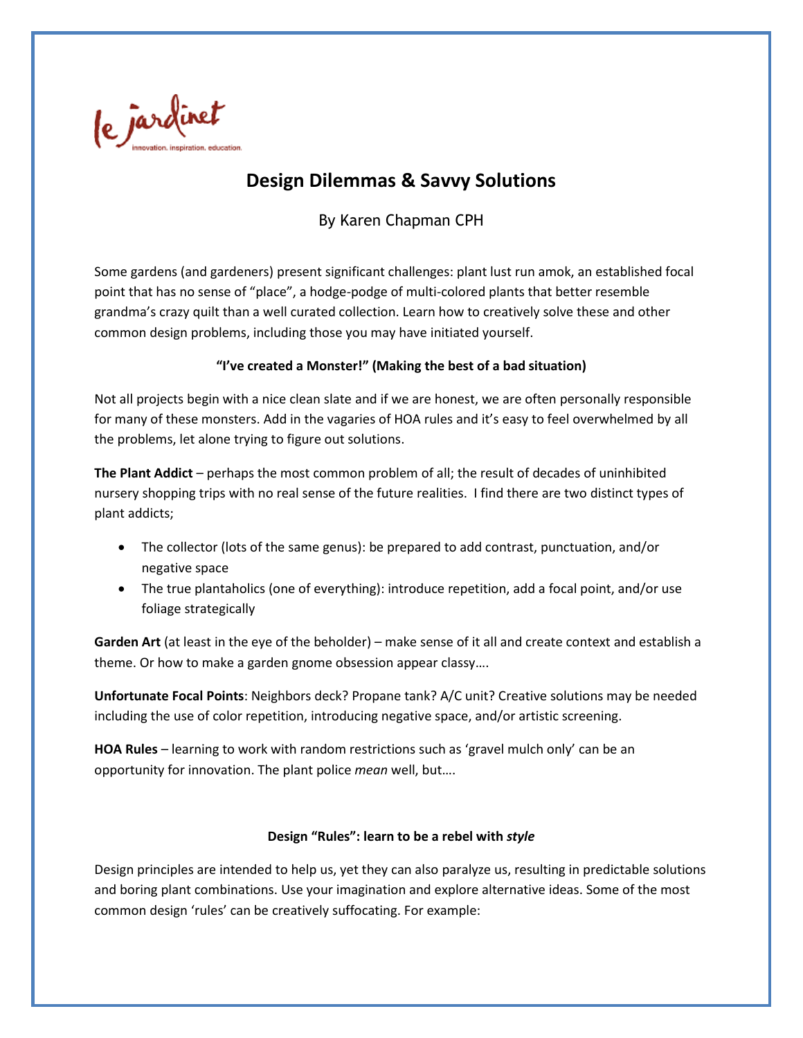le jardinet

innovation. inspiration. education.

# Design Dilemmas & Savvy Solutions

By Karen Chapman CPH

Some gardens (and gardeners) present significant challenges: plant lust run amok, an established focal point that has no sense of "place", a hodge-podge of multi-colored plants that better resemble grandma's crazy quilt than a well curated collection. Learn how to creatively solve these and other common design problems, including those you may have initiated yourself.

**"I've created a Monster!" (Making the best of a bad situation)**

Not all projects begin with a nice clean slate and if we are honest, we are often personally responsible for many of these monsters. Add in the vagaries of HOA rules and it's easy to feel overwhelmed by all the problems, let alone trying to figure out solutions.

**The Plant Addict** – perhaps the most common problem of all; the result of decades of uninhibited nursery shopping trips with no real sense of the future realities. I find there are two distinct types of plant addicts;

- The collector (lots of the same genus): be prepared to add contrast, punctuation, and/or negative space
- The true plantaholics (one of everything): introduce repetition, add a focal point, and/or use foliage strategically

**Garden Art** (at least in the eye of the beholder) – make sense of it all and create context and establish a theme. Or how to make a garden gnome obsession appear classy….

**Unfortunate Focal Points**: Neighbors deck? Propane tank? A/C unit? Creative solutions may be needed including the use of color repetition, introducing negative space, and/or artistic screening.

**HOA Rules** – learning to work with random restrictions such as 'gravel mulch only' can be an opportunity for innovation. The plant police *mean* well, but….

**Design "Rules": learn to be a rebel with *style***

Design principles are intended to help us, yet they can also paralyze us, resulting in predictable solutions and boring plant combinations. Use your imagination and explore alternative ideas. Some of the most common design 'rules' can be creatively suffocating. For example: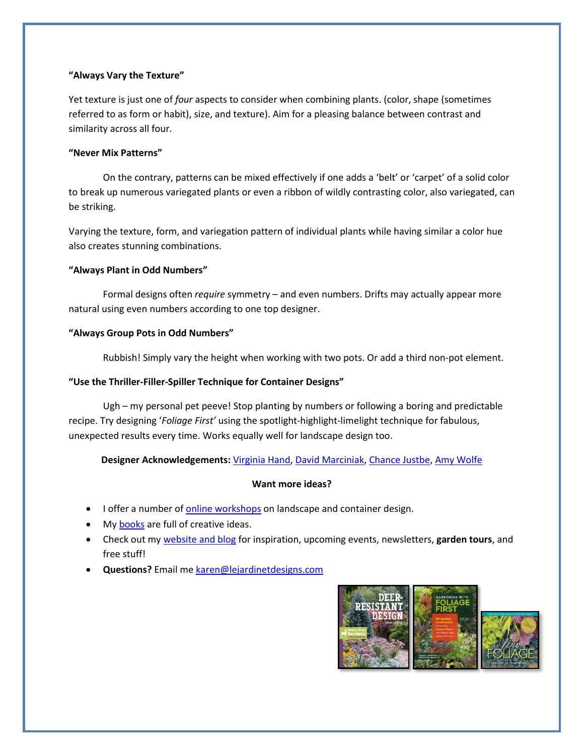**"Always Vary the Texture"**

Yet texture is just one of *four* aspects to consider when combining plants. (color, shape (sometimes referred to as form or habit), size, and texture). Aim for a pleasing balance between contrast and similarity across all four.

**"Never Mix Patterns"**

On the contrary, patterns can be mixed effectively if one adds a 'belt' or 'carpet' of a solid color to break up numerous variegated plants or even a ribbon of wildly contrasting color, also variegated, can be striking.

Varying the texture, form, and variegation pattern of individual plants while having similar a color hue also creates stunning combinations.

**"Always Plant in Odd Numbers"**

Formal designs often *require* symmetry – and even numbers. Drifts may actually appear more natural using even numbers according to one top designer.

**"Always Group Pots in Odd Numbers"**

Rubbish! Simply vary the height when working with two pots. Or add a third non-pot element.

**"Use the Thriller-Filler-Spiller Technique for Container Designs"**

Ugh – my personal pet peeve! Stop planting by numbers or following a boring and predictable recipe. Try designing '*Foliage First'* using the spotlight-highlight-limelight technique for fabulous, unexpected results every time. Works equally well for landscape design too.

**Designer Acknowledgements:** Virginia Hand, David Marciniak, Chance Justbe, Amy Wolfe

**Want more ideas?**

- I offer a number of online workshops on landscape and container design.
- My books are full of creative ideas.
- Check out my website and blog for inspiration, upcoming events, newsletters, **garden tours**, and free stuff!
- **Questions?** Email me karen@lejardinetdesigns.com